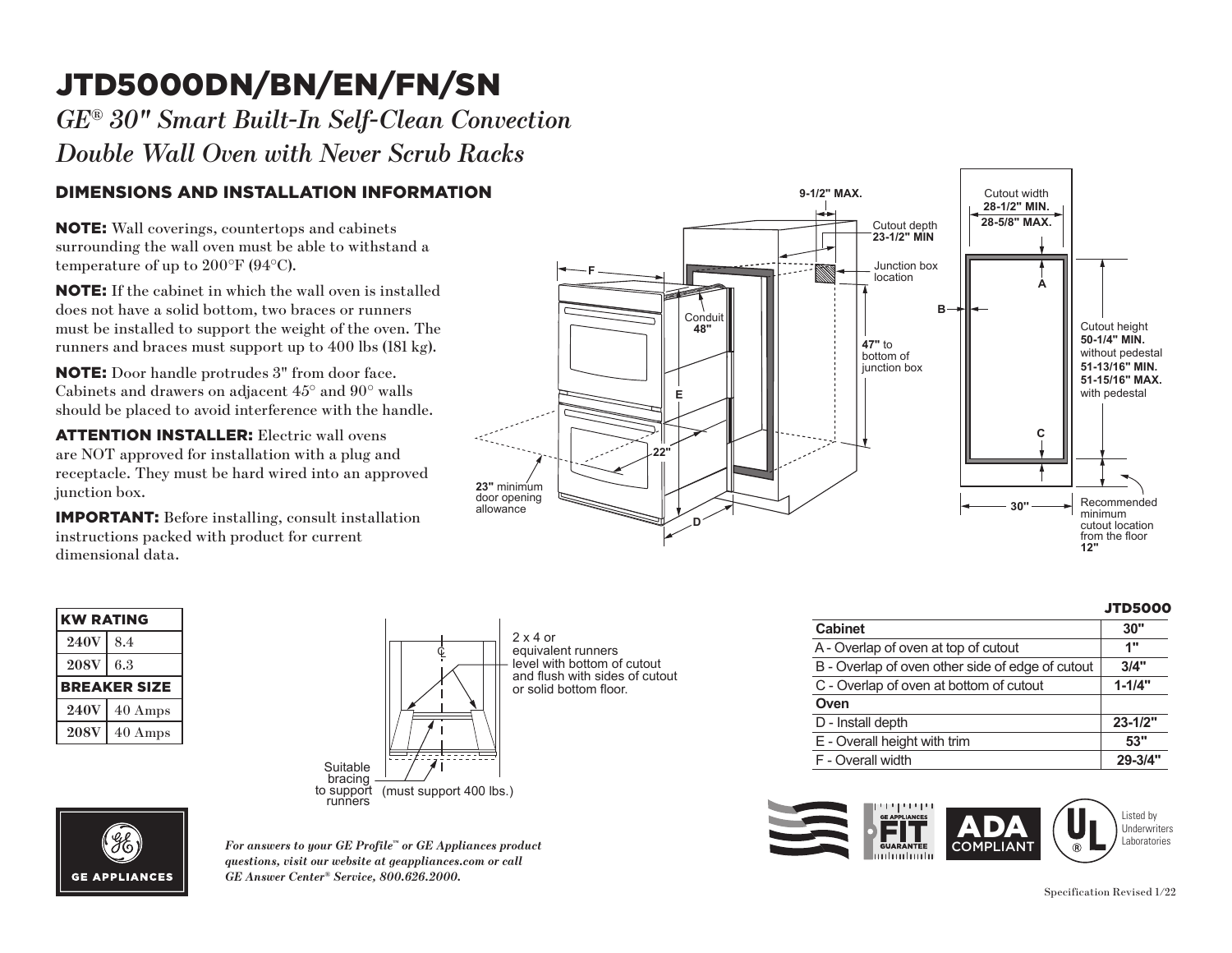# JTD5000DN/BN/EN/FN/SN

*GE® 30" Smart Built-In Self-Clean Convection Double Wall Oven with Never Scrub Racks*

## DIMENSIONS AND INSTALLATION INFORMATION

**NOTE:** Wall coverings, countertops and cabinets surrounding the wall oven must be able to withstand a temperature of up to 200°F (94°C).

**NOTE:** If the cabinet in which the wall oven is installed does not have a solid bottom, two braces or runners must be installed to support the weight of the oven. The runners and braces must support up to 400 lbs (181 kg).

**NOTE:** Door handle protrudes 3" from door face. Cabinets and drawers on adjacent 45° and 90° walls should be placed to avoid interference with the handle.

**ATTENTION INSTALLER:** Electric wall ovens are NOT approved for installation with a plug and receptacle. They must be hard wired into an approved junction box.

**IMPORTANT:** Before installing, consult installation instructions packed with product for current dimensional data.

9-1/2" MAX.

Cutout depth **23-1/2" MIN**

Junction box location

Conduit **48"**

**47"** to bottom of junction box

**22"**

**23"** minimum door opening allowance

Cutout width **28-1/2" MIN.** **28-5/8" MAX.**

Cutout height **50-1/4" MIN.** without pedestal **51-13/16" MIN.** **51-15/16" MAX.** with pedestal

**30"**

Recommended minimum cutout location from the floor **12"**

| KW RATING | |
|---|---|
| **240V** | 8.4 |
| **208V** | 6.3 |
| **BREAKER SIZE** | |
| **240V** | 40 Amps |
| **208V** | 40 Amps |

2 x 4 or equivalent runners level with bottom of cutout and flush with sides of cutout or solid bottom floor.

Suitable bracing to support runners (must support 400 lbs.)

| | JTD5000 |
|---|---|
| **Cabinet** | **30"** |
| A - Overlap of oven at top of cutout | **1"** |
| B - Overlap of oven other side of edge of cutout | **3/4"** |
| C - Overlap of oven at bottom of cutout | **1-1/4"** |
| **Oven** | |
| D - Install depth | **23-1/2"** |
| E - Overall height with trim | **53"** |
| F - Overall width | **29-3/4"** |

*For answers to your GE Profile™ or GE Appliances product questions, visit our website at geappliances.com or call GE Answer Center® Service, 800.626.2000.*

Listed by Underwriters Laboratories

Specification Revised 1/22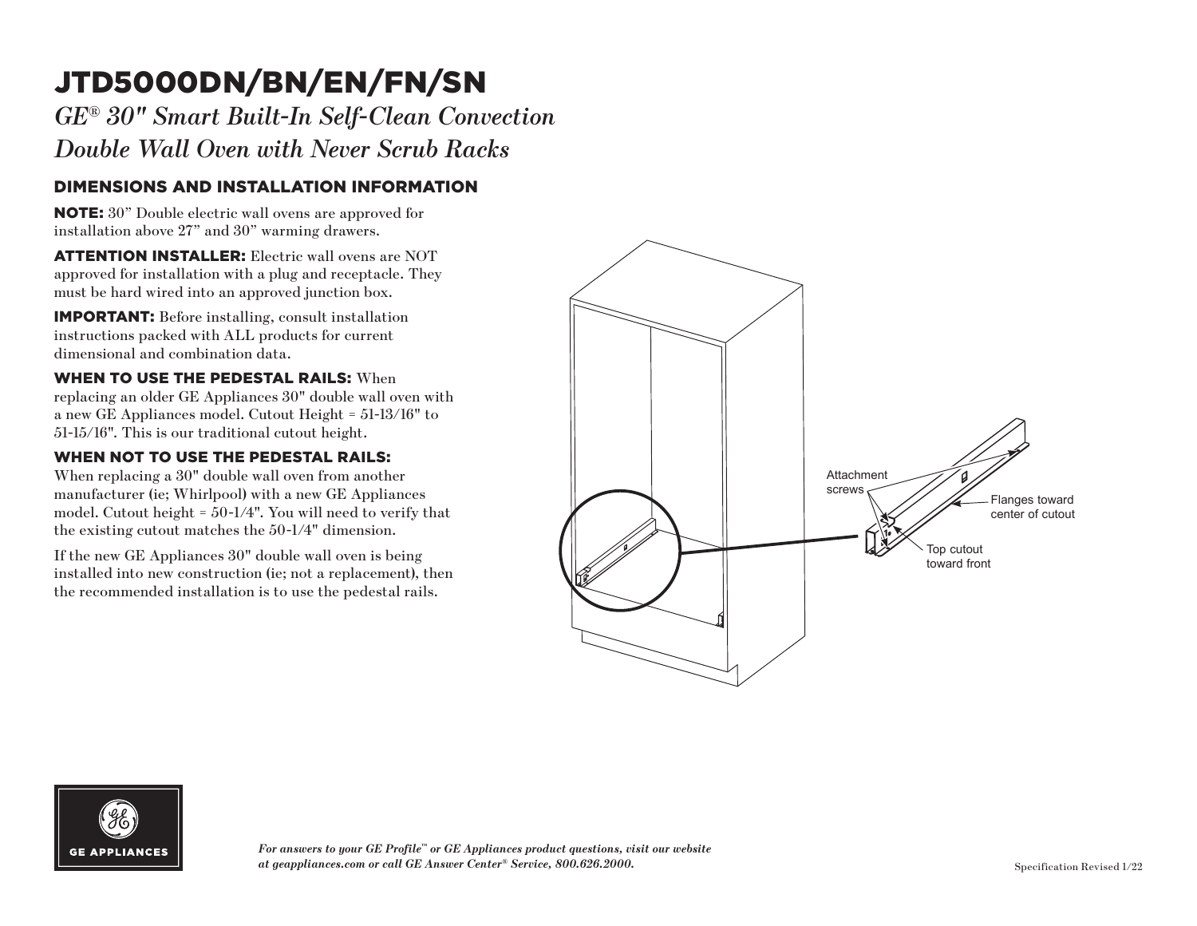# JTD5000DN/BN/EN/FN/SN

*GE® 30" Smart Built-In Self-Clean Convection Double Wall Oven with Never Scrub Racks*

## DIMENSIONS AND INSTALLATION INFORMATION

**NOTE:** 30" Double electric wall ovens are approved for installation above 27" and 30" warming drawers.

**ATTENTION INSTALLER:** Electric wall ovens are NOT approved for installation with a plug and receptacle. They must be hard wired into an approved junction box.

**IMPORTANT:** Before installing, consult installation instructions packed with ALL products for current dimensional and combination data.

**WHEN TO USE THE PEDESTAL RAILS:** When replacing an older GE Appliances 30" double wall oven with a new GE Appliances model. Cutout Height = 51-13/16" to 51-15/16". This is our traditional cutout height.

**WHEN NOT TO USE THE PEDESTAL RAILS:** When replacing a 30" double wall oven from another manufacturer (ie; Whirlpool) with a new GE Appliances model. Cutout height = 50-1/4". You will need to verify that the existing cutout matches the 50-1/4" dimension.

If the new GE Appliances 30" double wall oven is being installed into new construction (ie; not a replacement), then the recommended installation is to use the pedestal rails.

Attachment screws

Flanges toward center of cutout

Top cutout toward front

*For answers to your GE Profile™ or GE Appliances product questions, visit our website at geappliances.com or call GE Answer Center® Service, 800.626.2000.*

Specification Revised 1/22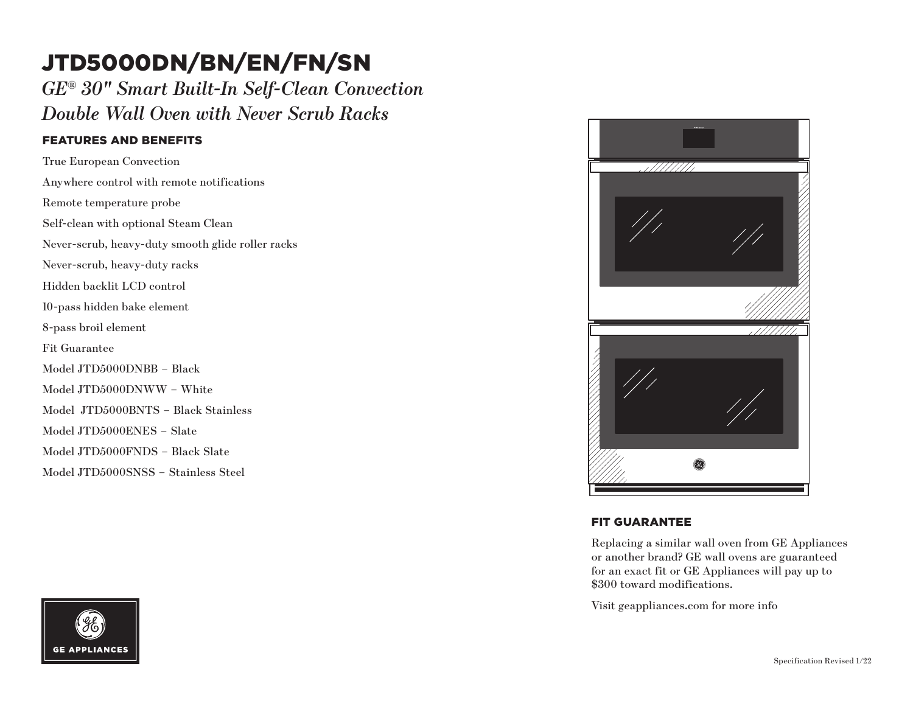# JTD5000DN/BN/EN/FN/SN

*GE® 30" Smart Built-In Self-Clean Convection Double Wall Oven with Never Scrub Racks*

## FEATURES AND BENEFITS

True European Convection

Anywhere control with remote notifications

Remote temperature probe

Self-clean with optional Steam Clean

Never-scrub, heavy-duty smooth glide roller racks

Never-scrub, heavy-duty racks

Hidden backlit LCD control

10-pass hidden bake element

8-pass broil element

Fit Guarantee

Model JTD5000DNBB – Black

Model JTD5000DNWW – White

Model JTD5000BNTS – Black Stainless

Model JTD5000ENES – Slate

Model JTD5000FNDS – Black Slate

Model JTD5000SNSS – Stainless Steel

## FIT GUARANTEE

Replacing a similar wall oven from GE Appliances or another brand? GE wall ovens are guaranteed for an exact fit or GE Appliances will pay up to $300 toward modifications.

Visit geappliances.com for more info

GE APPLIANCES

Specification Revised 1/22